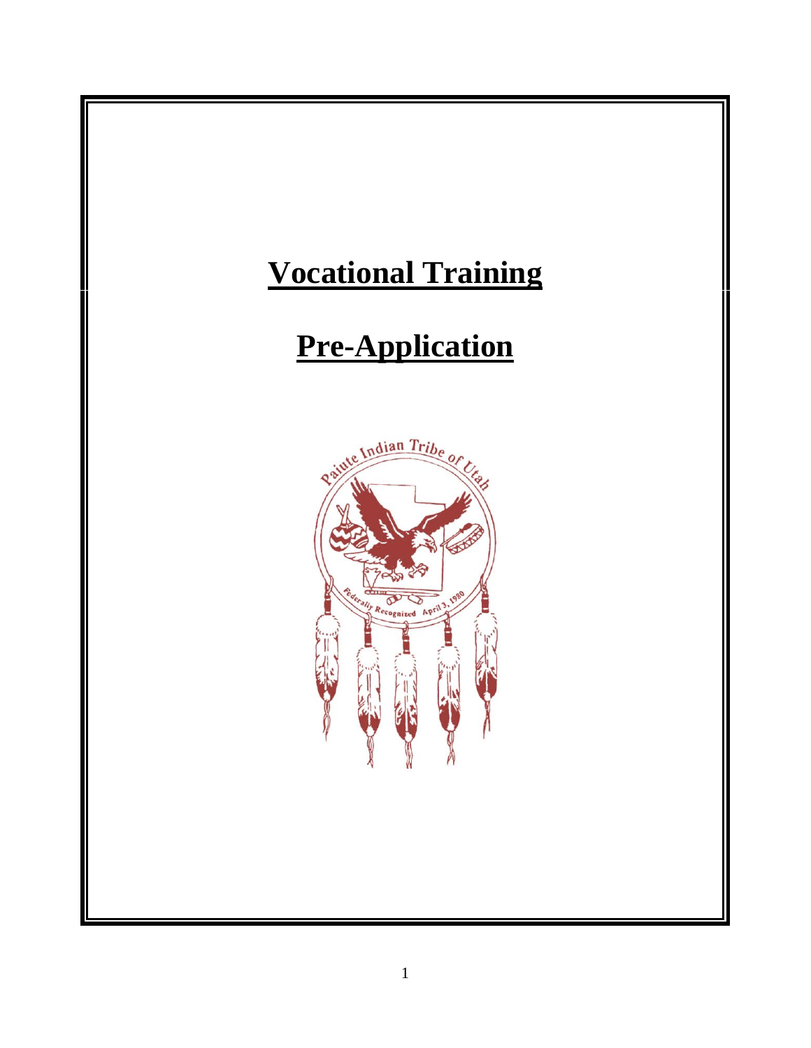# Vocational Training

# Pre-Application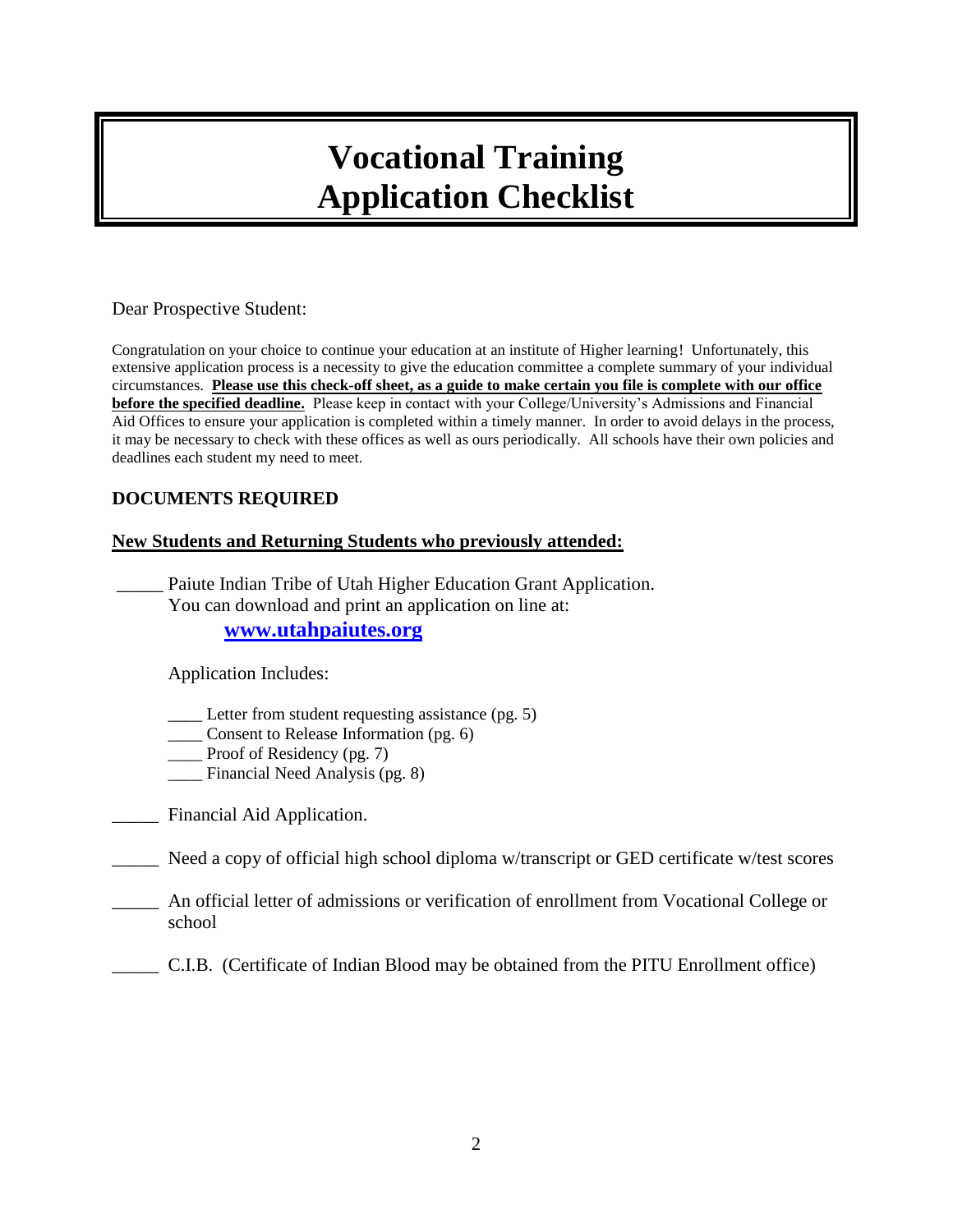# Vocational Training Application Checklist

Dear Prospective Student:

Congratulation on your choice to continue your education at an institute of Higher learning! Unfortunately, this extensive application process is a necessity to give the education committee a complete summary of your individual circumstances. **Please use this check-off sheet, as a guide to make certain you file is complete with our office before the specified deadline.** Please keep in contact with your College/University's Admissions and Financial Aid Offices to ensure your application is completed within a timely manner. In order to avoid delays in the process, it may be necessary to check with these offices as well as ours periodically. All schools have their own policies and deadlines each student my need to meet.

## DOCUMENTS REQUIRED

**New Students and Returning Students who previously attended:**

_____ Paiute Indian Tribe of Utah Higher Education Grant Application.
You can download and print an application on line at:
**www.utahpaiutes.org**

Application Includes:

- ____ Letter from student requesting assistance (pg. 5)
- ____ Consent to Release Information (pg. 6)
- ____ Proof of Residency (pg. 7)
- ____ Financial Need Analysis (pg. 8)

_____ Financial Aid Application.

_____ Need a copy of official high school diploma w/transcript or GED certificate w/test scores

_____ An official letter of admissions or verification of enrollment from Vocational College or school

_____ C.I.B. (Certificate of Indian Blood may be obtained from the PITU Enrollment office)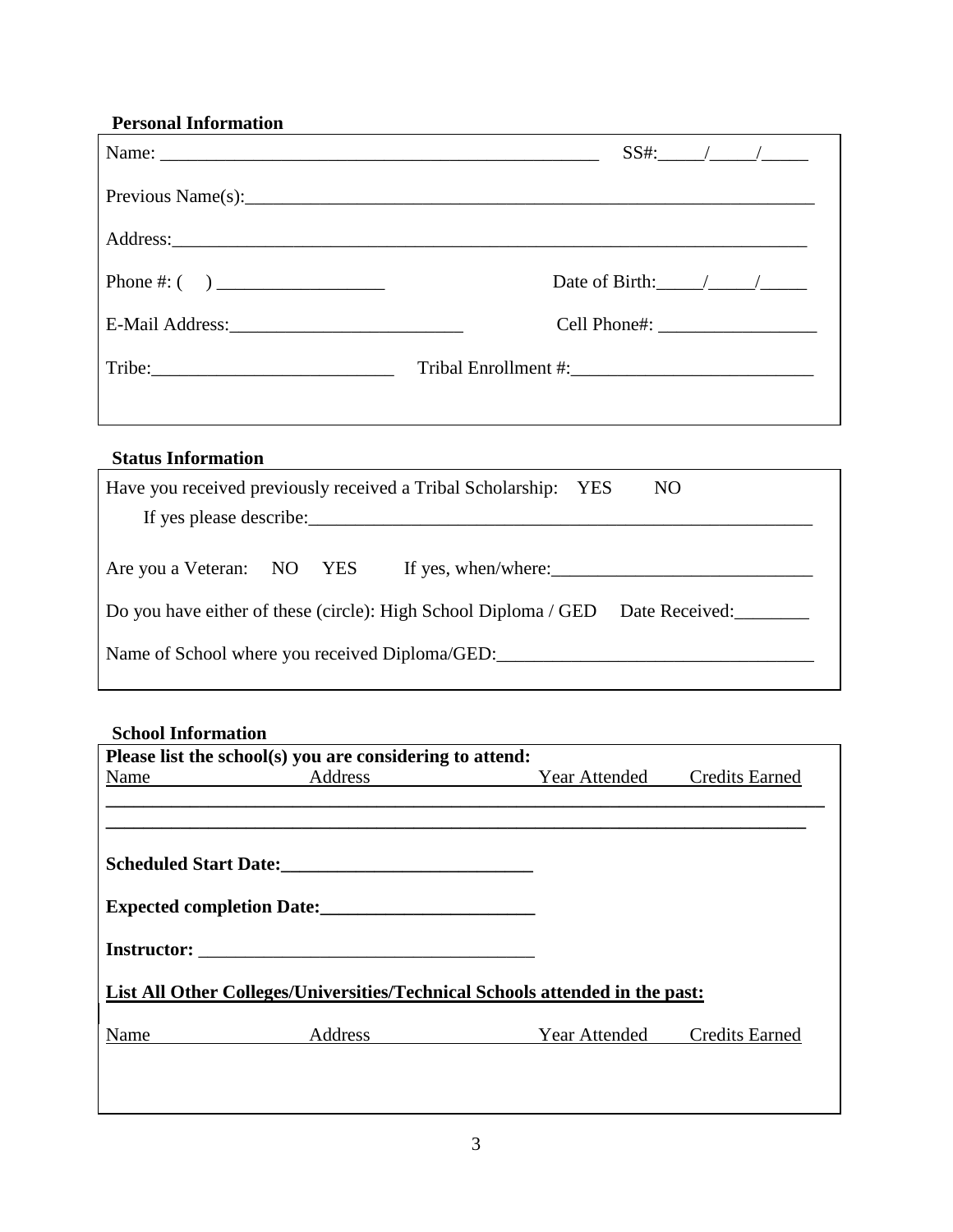**Personal Information**

Name: ________________________________________________ SS#:_____/_____/_____

Previous Name(s):_____________________________________________________________

Address:______________________________________________________________________

Phone #: ( ) __________________ Date of Birth:_____/_____/_____

E-Mail Address:_________________________ Cell Phone#: _________________

Tribe:__________________________ Tribal Enrollment #:__________________________

**Status Information**

Have you received previously received a Tribal Scholarship: YES NO

If yes please describe:________________________________________________________

Are you a Veteran: NO YES If yes, when/where:____________________________

Do you have either of these (circle): High School Diploma / GED Date Received:________

Name of School where you received Diploma/GED:__________________________________

**School Information**

**Please list the school(s) you are considering to attend:**

| Name | Address | Year Attended | Credits Earned |
|---|---|---|---|
| | | | |
| | | | |

**Scheduled Start Date:___________________________**

**Expected completion Date:_______________________**

**Instructor:** ____________________________________

**List All Other Colleges/Universities/Technical Schools attended in the past:**

| Name | Address | Year Attended | Credits Earned |
|---|---|---|---|
| | | | |
| | | | |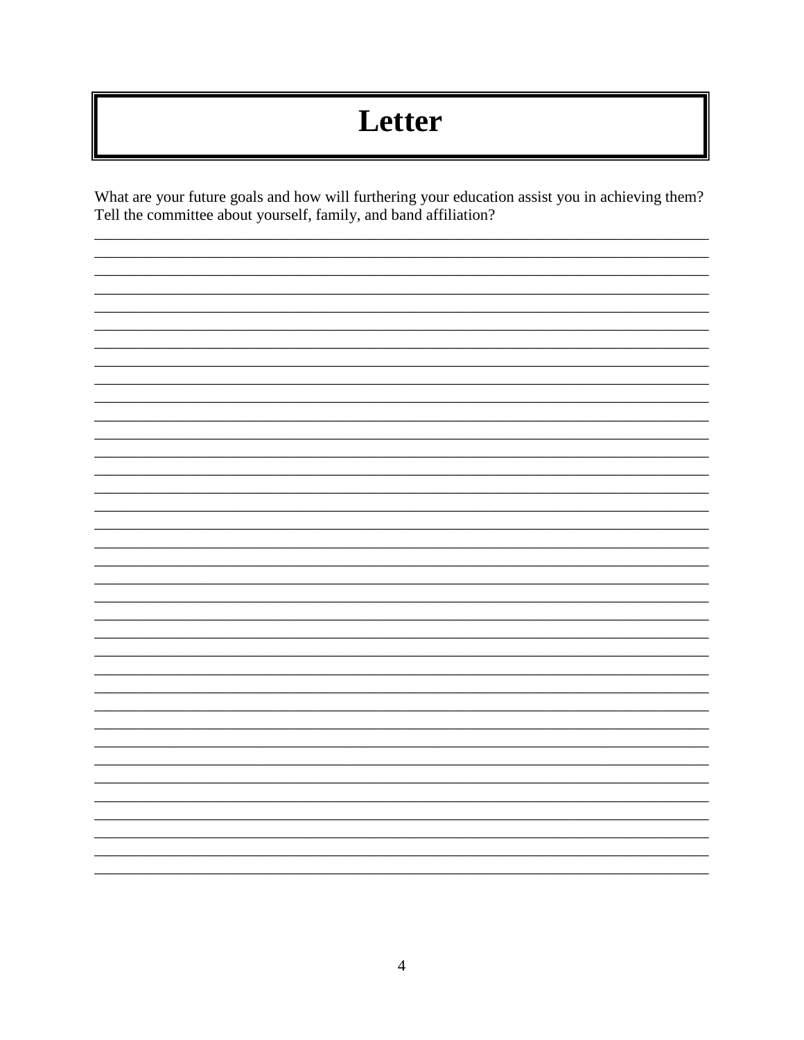# Letter

What are your future goals and how will furthering your education assist you in achieving them? Tell the committee about yourself, family, and band affiliation?

_______________________________________________________________________________
_______________________________________________________________________________
_______________________________________________________________________________
_______________________________________________________________________________
_______________________________________________________________________________
_______________________________________________________________________________
_______________________________________________________________________________
_______________________________________________________________________________
_______________________________________________________________________________
_______________________________________________________________________________
_______________________________________________________________________________
_______________________________________________________________________________
_______________________________________________________________________________
_______________________________________________________________________________
_______________________________________________________________________________
_______________________________________________________________________________
_______________________________________________________________________________
_______________________________________________________________________________
_______________________________________________________________________________
_______________________________________________________________________________
_______________________________________________________________________________
_______________________________________________________________________________
_______________________________________________________________________________
_______________________________________________________________________________
_______________________________________________________________________________
_______________________________________________________________________________
_______________________________________________________________________________
_______________________________________________________________________________
_______________________________________________________________________________
_______________________________________________________________________________
_______________________________________________________________________________
_______________________________________________________________________________
_______________________________________________________________________________
_______________________________________________________________________________
_______________________________________________________________________________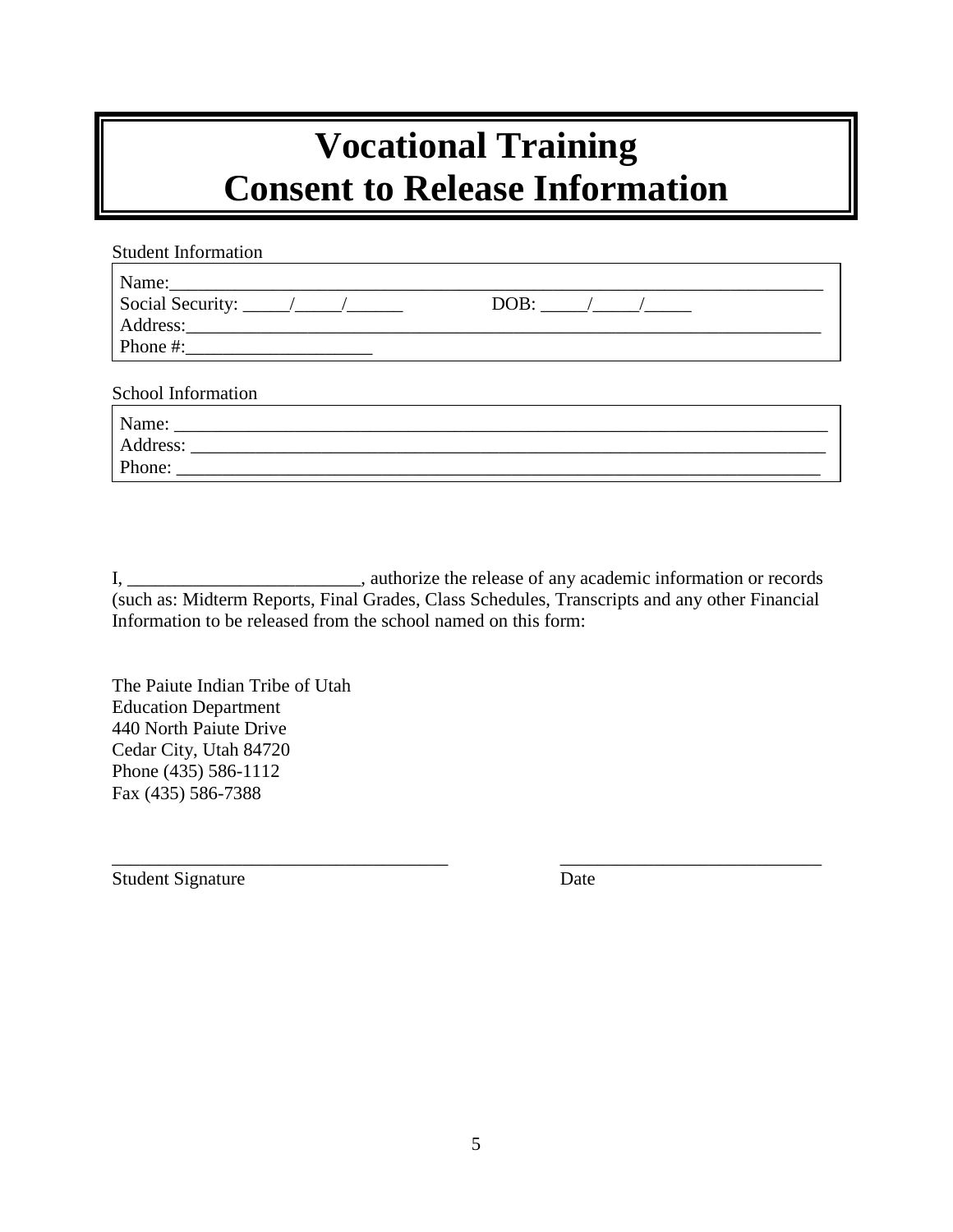# Vocational Training
# Consent to Release Information

Student Information

Name:_______________________________________________________________________
Social Security: _____/_____/______ DOB: _____/_____/_____
Address:_____________________________________________________________________
Phone #:____________________

School Information

Name: ______________________________________________________________________
Address: ____________________________________________________________________
Phone: ______________________________________________________________________

I, _________________________, authorize the release of any academic information or records (such as: Midterm Reports, Final Grades, Class Schedules, Transcripts and any other Financial Information to be released from the school named on this form:

The Paiute Indian Tribe of Utah
Education Department
440 North Paiute Drive
Cedar City, Utah 84720
Phone (435) 586-1112
Fax (435) 586-7388

_____________________________________ ____________________________
Student Signature Date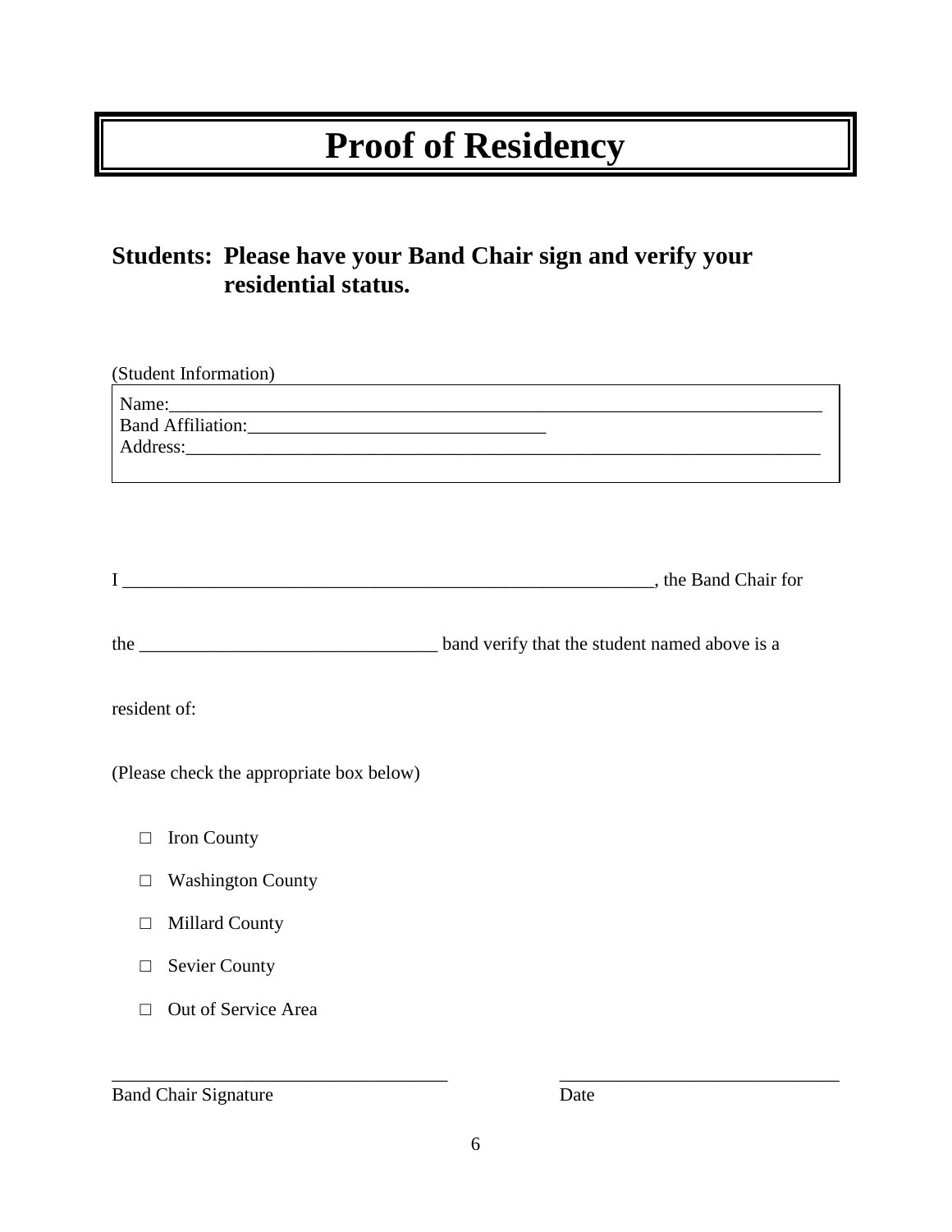# Proof of Residency

## Students: Please have your Band Chair sign and verify your residential status.

(Student Information)

Name:___________________________________________________________________________
Band Affiliation:________________________________
Address:_________________________________________________________________________

I ____________________________________________________________, the Band Chair for

the ________________________________ band verify that the student named above is a

resident of:

(Please check the appropriate box below)

- □ Iron County
- □ Washington County
- □ Millard County
- □ Sevier County
- □ Out of Service Area

____________________________________ ______________________________
Band Chair Signature Date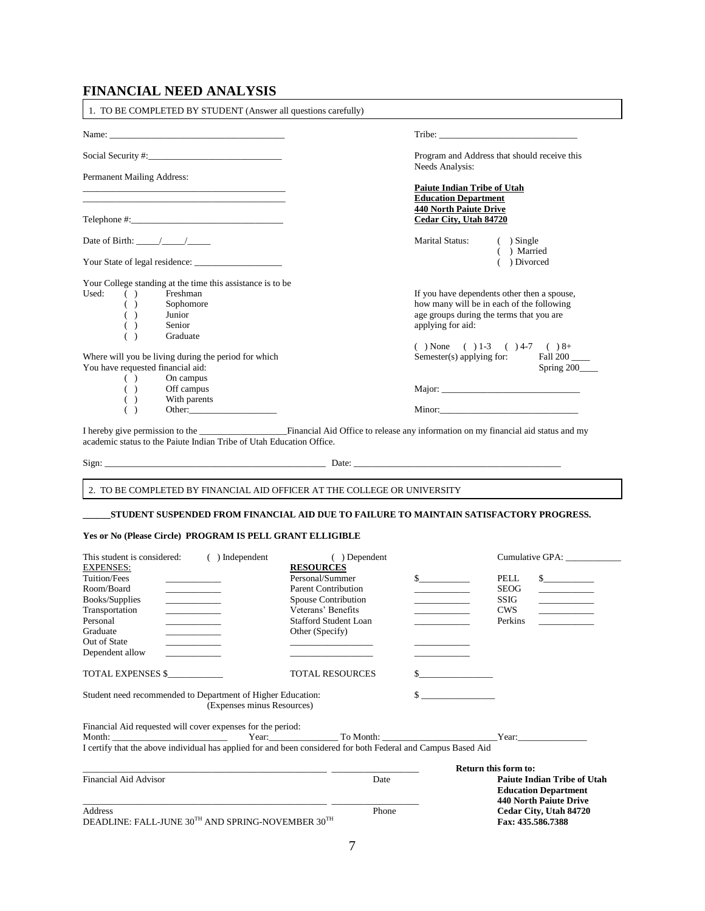# FINANCIAL NEED ANALYSIS

1. TO BE COMPLETED BY STUDENT (Answer all questions carefully)

Name: ______________________________________

Tribe: ______________________________

Social Security #:____________________________

Program and Address that should receive this Needs Analysis:

**Paiute Indian Tribe of Utah**
**Education Department**
**440 North Paiute Drive**
**Cedar City, Utah 84720**

Permanent Mailing Address:
______________________________________________
______________________________________________

Telephone #:_________________________________

Date of Birth: _____/_____/_____

Marital Status: ( ) Single ( ) Married ( ) Divorced

Your State of legal residence: ___________________

Your College standing at the time this assistance is to be Used:
- ( ) Freshman
- ( ) Sophomore
- ( ) Junior
- ( ) Senior
- ( ) Graduate

If you have dependents other then a spouse, how many will be in each of the following age groups during the terms that you are applying for aid:

( ) None ( ) 1-3 ( ) 4-7 ( ) 8+

Semester(s) applying for: Fall 200 ____ Spring 200____

Where will you be living during the period for which You have requested financial aid:
- ( ) On campus
- ( ) Off campus
- ( ) With parents
- ( ) Other:___________________

Major: ______________________________

Minor:______________________________

I hereby give permission to the ___________________Financial Aid Office to release any information on my financial aid status and my academic status to the Paiute Indian Tribe of Utah Education Office.

Sign: _______________________________________________ Date: ____________________________________________

2. TO BE COMPLETED BY FINANCIAL AID OFFICER AT THE COLLEGE OR UNIVERSITY

**______STUDENT SUSPENDED FROM FINANCIAL AID DUE TO FAILURE TO MAINTAIN SATISFACTORY PROGRESS.**

**Yes or No (Please Circle) PROGRAM IS PELL GRANT ELLIGIBLE**

This student is considered: ( ) Independent ( ) Dependent Cumulative GPA: ____________

| EXPENSES: | | **RESOURCES** | | | |
|---|---|---|---|---|---|
| Tuition/Fees | ___________ | Personal/Summer | $__________ | PELL | $__________ |
| Room/Board | ___________ | Parent Contribution | ___________ | SEOG | ___________ |
| Books/Supplies | ___________ | Spouse Contribution | ___________ | SSIG | ___________ |
| Transportation | ___________ | Veterans' Benefits | ___________ | CWS | ___________ |
| Personal | ___________ | Stafford Student Loan | ___________ | Perkins | ___________ |
| Graduate | ___________ | Other (Specify) | | | |
| Out of State | ___________ | _________________ | ___________ | | |
| Dependent allow | ___________ | _________________ | ___________ | | |
| TOTAL EXPENSES $___________ | | TOTAL RESOURCES | $_______________ | | |

Student need recommended to Department of Higher Education: (Expenses minus Resources) $ _______________

Financial Aid requested will cover expenses for the period:
Month: ________________________ Year:______________ To Month: ________________________Year:______________

I certify that the above individual has applied for and been considered for both Federal and Campus Based Aid

_____________________________________________________ __________________
Financial Aid Advisor Date

_____________________________________________________ __________________
Address Phone

DEADLINE: FALL-JUNE 30TH AND SPRING-NOVEMBER 30TH

**Return this form to:**
**Paiute Indian Tribe of Utah**
**Education Department**
**440 North Paiute Drive**
**Cedar City, Utah 84720**
**Fax: 435.586.7388**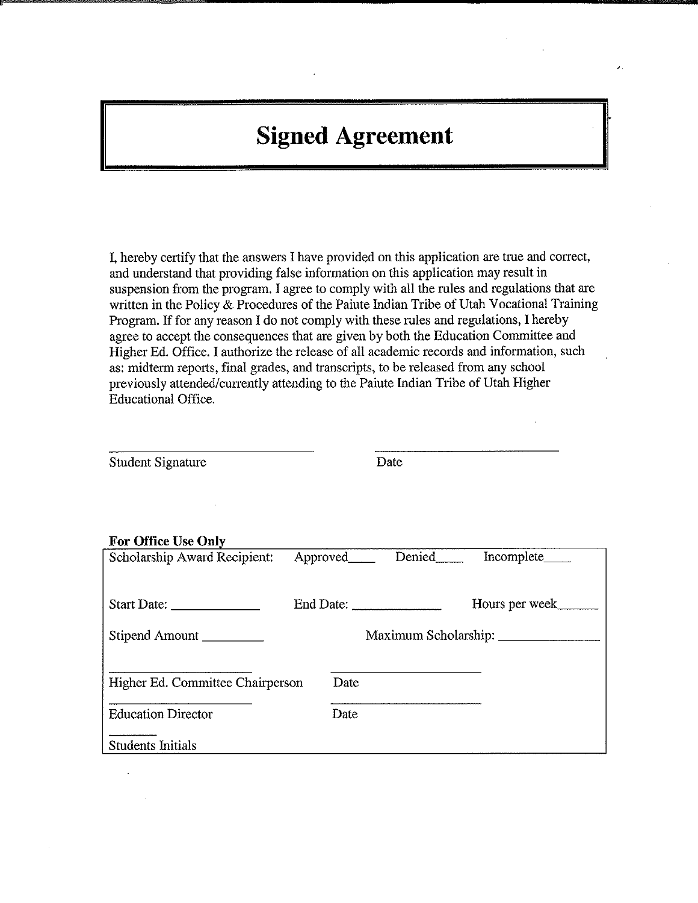# Signed Agreement

I, hereby certify that the answers I have provided on this application are true and correct, and understand that providing false information on this application may result in suspension from the program. I agree to comply with all the rules and regulations that are written in the Policy & Procedures of the Paiute Indian Tribe of Utah Vocational Training Program. If for any reason I do not comply with these rules and regulations, I hereby agree to accept the consequences that are given by both the Education Committee and Higher Ed. Office. I authorize the release of all academic records and information, such as: midterm reports, final grades, and transcripts, to be released from any school previously attended/currently attending to the Paiute Indian Tribe of Utah Higher Educational Office.

_____________________________ &nbsp;&nbsp;&nbsp;&nbsp; _____________________________

Student Signature &nbsp;&nbsp;&nbsp;&nbsp; Date

**For Office Use Only**

Scholarship Award Recipient: Approved____ Denied____ Incomplete____

Start Date: ____________ End Date: ____________ Hours per week______

Stipend Amount _________ Maximum Scholarship: _______________

_____________________ &nbsp;&nbsp;&nbsp;&nbsp; _____________________

Higher Ed. Committee Chairperson &nbsp;&nbsp;&nbsp;&nbsp; Date

_____________________ &nbsp;&nbsp;&nbsp;&nbsp; _____________________

Education Director &nbsp;&nbsp;&nbsp;&nbsp; Date

_______

Students Initials